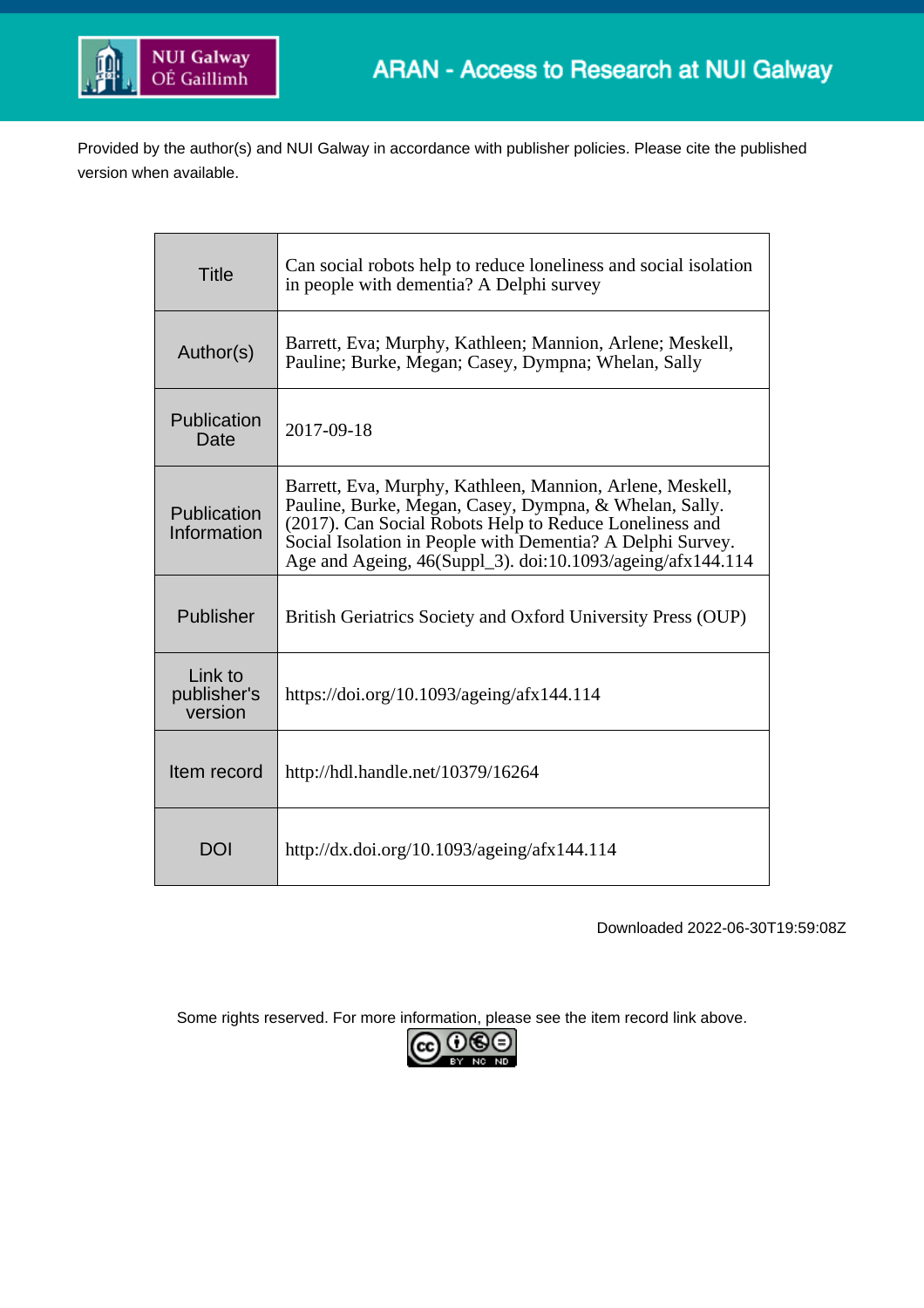ARAN - Access to Research at NUI Galway

Provided by the author(s) and NUI Galway in accordance with publisher policies. Please cite the published version when available.

| | |
|---|---|
| Title | Can social robots help to reduce loneliness and social isolation in people with dementia? A Delphi survey |
| Author(s) | Barrett, Eva; Murphy, Kathleen; Mannion, Arlene; Meskell, Pauline; Burke, Megan; Casey, Dympna; Whelan, Sally |
| Publication Date | 2017-09-18 |
| Publication Information | Barrett, Eva, Murphy, Kathleen, Mannion, Arlene, Meskell, Pauline, Burke, Megan, Casey, Dympna, & Whelan, Sally. (2017). Can Social Robots Help to Reduce Loneliness and Social Isolation in People with Dementia? A Delphi Survey. Age and Ageing, 46(Suppl_3). doi:10.1093/ageing/afx144.114 |
| Publisher | British Geriatrics Society and Oxford University Press (OUP) |
| Link to publisher's version | https://doi.org/10.1093/ageing/afx144.114 |
| Item record | http://hdl.handle.net/10379/16264 |
| DOI | http://dx.doi.org/10.1093/ageing/afx144.114 |

Downloaded 2022-06-30T19:59:08Z

Some rights reserved. For more information, please see the item record link above.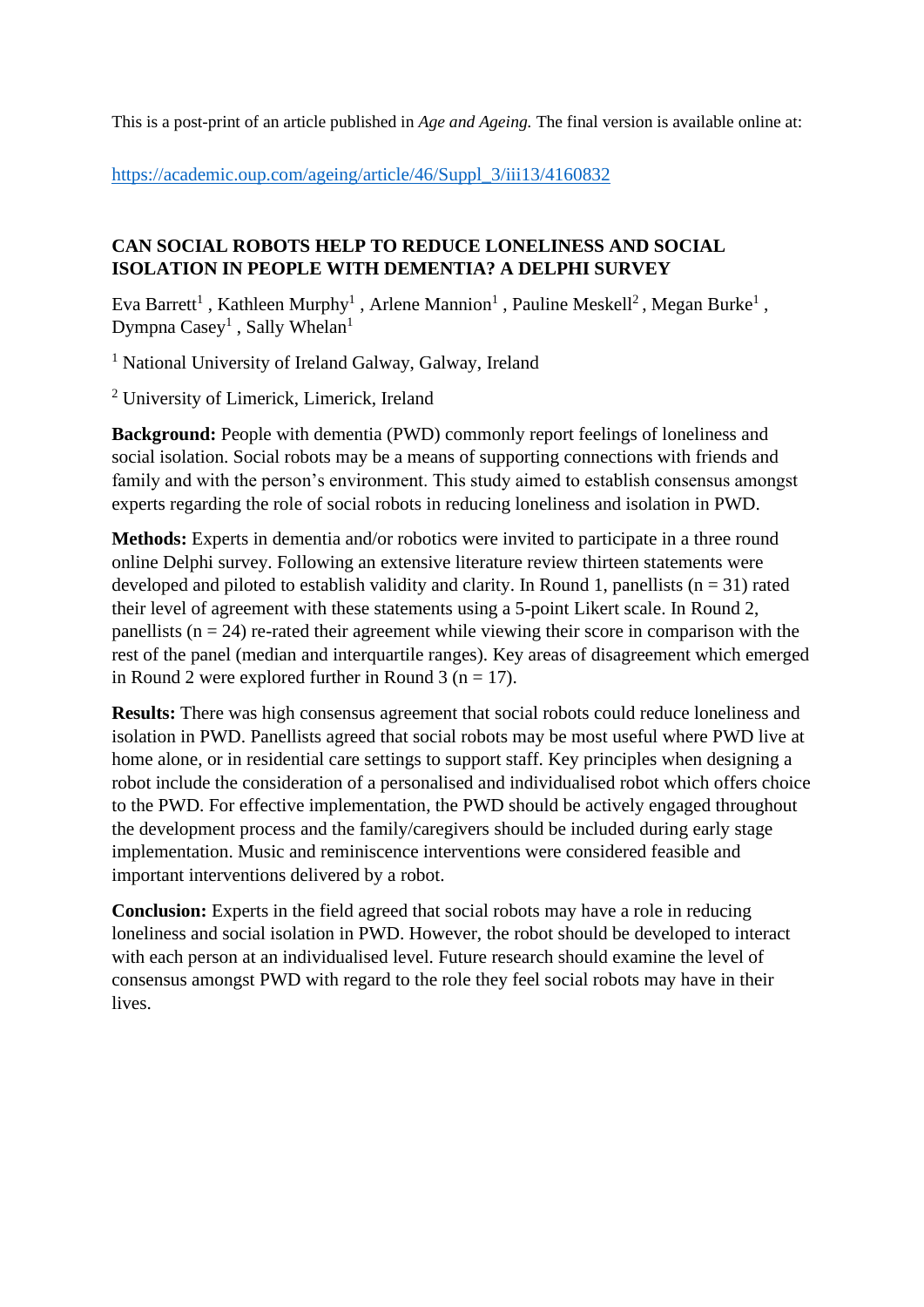This is a post-print of an article published in *Age and Ageing.* The final version is available online at:

https://academic.oup.com/ageing/article/46/Suppl_3/iii13/4160832

**CAN SOCIAL ROBOTS HELP TO REDUCE LONELINESS AND SOCIAL ISOLATION IN PEOPLE WITH DEMENTIA? A DELPHI SURVEY**

Eva Barrett[1] , Kathleen Murphy[1] , Arlene Mannion[1] , Pauline Meskell[2] , Megan Burke[1] , Dympna Casey[1] , Sally Whelan[1]

[1] National University of Ireland Galway, Galway, Ireland

[2] University of Limerick, Limerick, Ireland

**Background:** People with dementia (PWD) commonly report feelings of loneliness and social isolation. Social robots may be a means of supporting connections with friends and family and with the person's environment. This study aimed to establish consensus amongst experts regarding the role of social robots in reducing loneliness and isolation in PWD.

**Methods:** Experts in dementia and/or robotics were invited to participate in a three round online Delphi survey. Following an extensive literature review thirteen statements were developed and piloted to establish validity and clarity. In Round 1, panellists (n = 31) rated their level of agreement with these statements using a 5-point Likert scale. In Round 2, panellists (n = 24) re-rated their agreement while viewing their score in comparison with the rest of the panel (median and interquartile ranges). Key areas of disagreement which emerged in Round 2 were explored further in Round 3 (n = 17).

**Results:** There was high consensus agreement that social robots could reduce loneliness and isolation in PWD. Panellists agreed that social robots may be most useful where PWD live at home alone, or in residential care settings to support staff. Key principles when designing a robot include the consideration of a personalised and individualised robot which offers choice to the PWD. For effective implementation, the PWD should be actively engaged throughout the development process and the family/caregivers should be included during early stage implementation. Music and reminiscence interventions were considered feasible and important interventions delivered by a robot.

**Conclusion:** Experts in the field agreed that social robots may have a role in reducing loneliness and social isolation in PWD. However, the robot should be developed to interact with each person at an individualised level. Future research should examine the level of consensus amongst PWD with regard to the role they feel social robots may have in their lives.